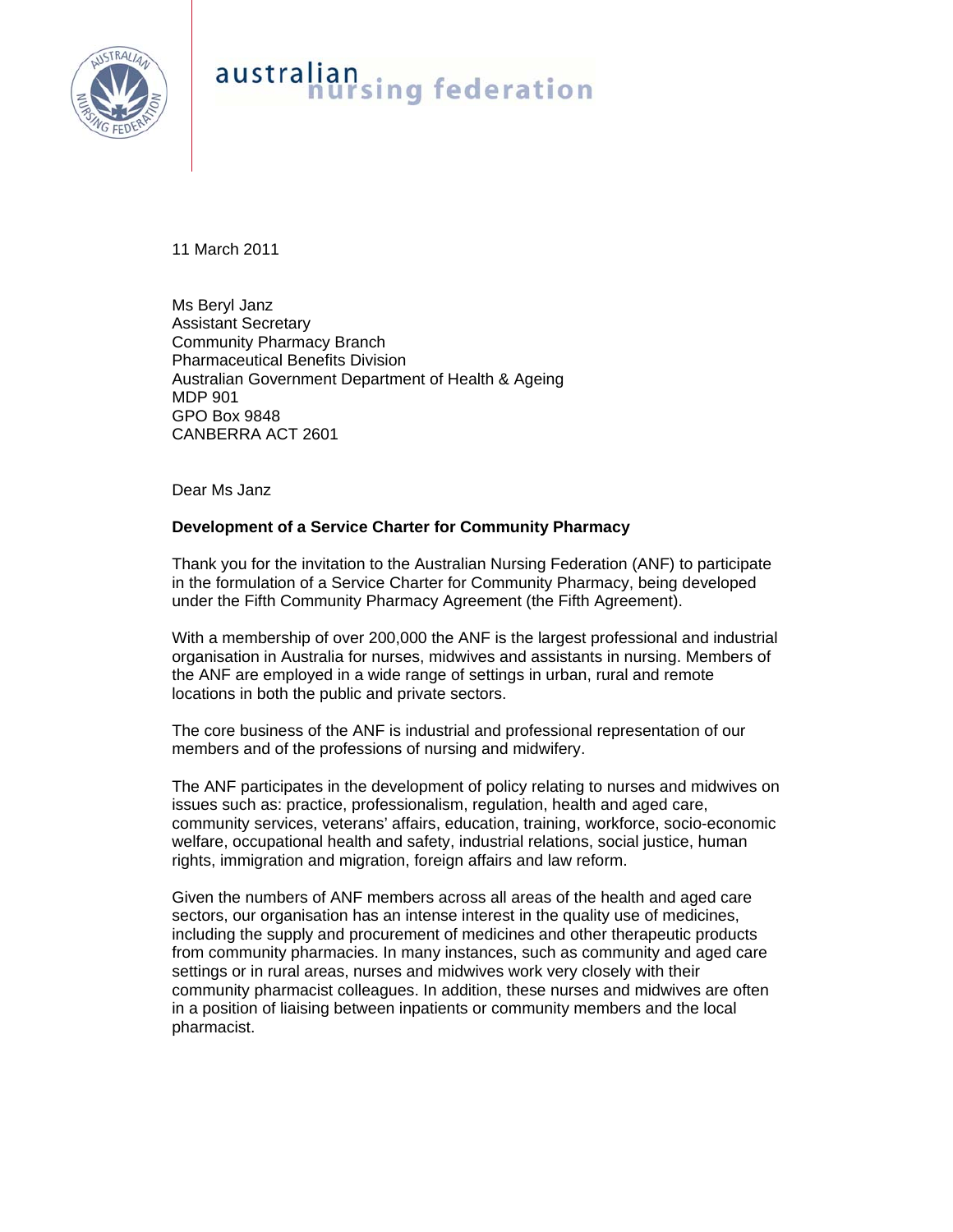australian nursing federation

11 March 2011

Ms Beryl Janz
Assistant Secretary
Community Pharmacy Branch
Pharmaceutical Benefits Division
Australian Government Department of Health & Ageing
MDP 901
GPO Box 9848
CANBERRA ACT 2601

Dear Ms Janz

**Development of a Service Charter for Community Pharmacy**

Thank you for the invitation to the Australian Nursing Federation (ANF) to participate in the formulation of a Service Charter for Community Pharmacy, being developed under the Fifth Community Pharmacy Agreement (the Fifth Agreement).

With a membership of over 200,000 the ANF is the largest professional and industrial organisation in Australia for nurses, midwives and assistants in nursing. Members of the ANF are employed in a wide range of settings in urban, rural and remote locations in both the public and private sectors.

The core business of the ANF is industrial and professional representation of our members and of the professions of nursing and midwifery.

The ANF participates in the development of policy relating to nurses and midwives on issues such as: practice, professionalism, regulation, health and aged care, community services, veterans' affairs, education, training, workforce, socio-economic welfare, occupational health and safety, industrial relations, social justice, human rights, immigration and migration, foreign affairs and law reform.

Given the numbers of ANF members across all areas of the health and aged care sectors, our organisation has an intense interest in the quality use of medicines, including the supply and procurement of medicines and other therapeutic products from community pharmacies. In many instances, such as community and aged care settings or in rural areas, nurses and midwives work very closely with their community pharmacist colleagues. In addition, these nurses and midwives are often in a position of liaising between inpatients or community members and the local pharmacist.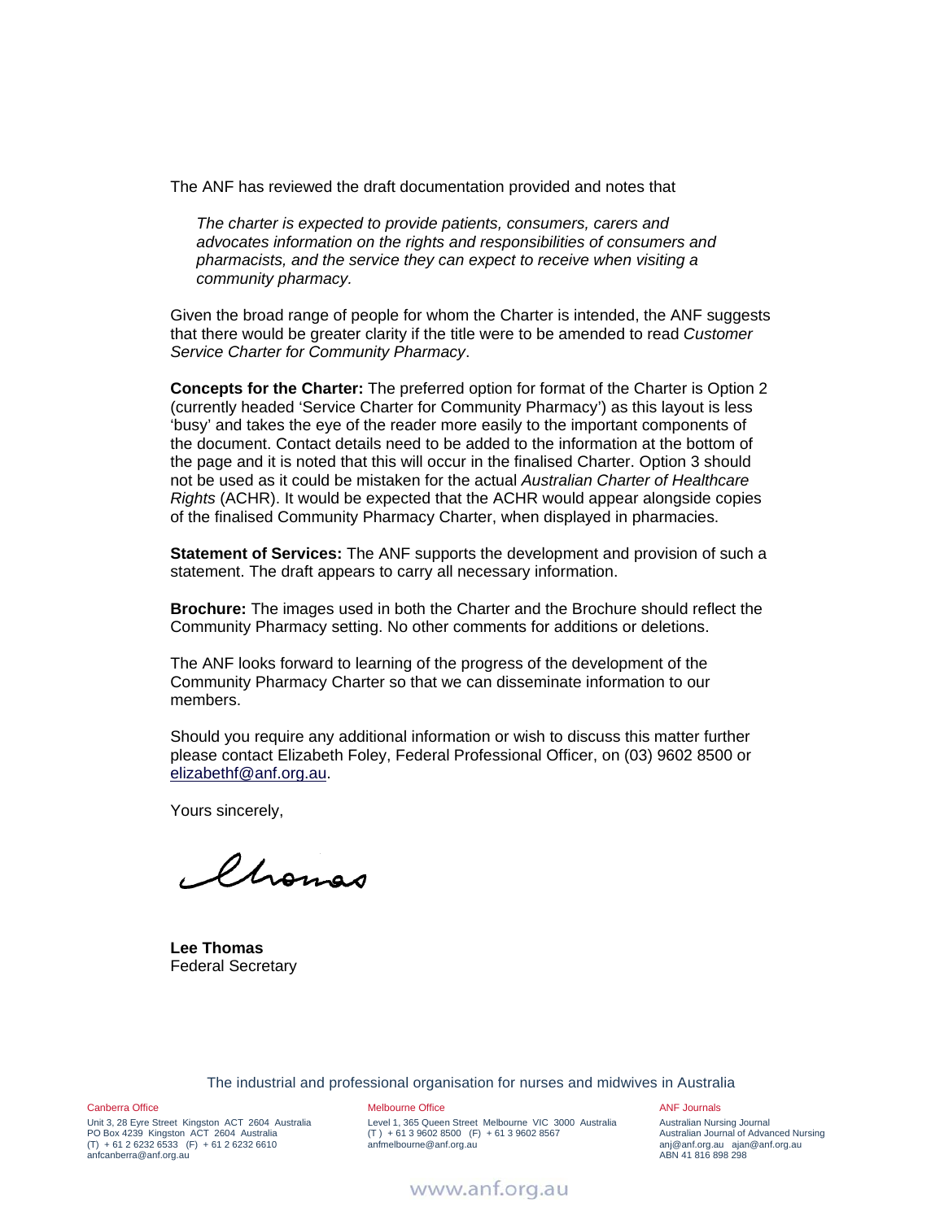The ANF has reviewed the draft documentation provided and notes that

> *The charter is expected to provide patients, consumers, carers and advocates information on the rights and responsibilities of consumers and pharmacists, and the service they can expect to receive when visiting a community pharmacy.*

Given the broad range of people for whom the Charter is intended, the ANF suggests that there would be greater clarity if the title were to be amended to read *Customer Service Charter for Community Pharmacy*.

**Concepts for the Charter:** The preferred option for format of the Charter is Option 2 (currently headed 'Service Charter for Community Pharmacy') as this layout is less 'busy' and takes the eye of the reader more easily to the important components of the document. Contact details need to be added to the information at the bottom of the page and it is noted that this will occur in the finalised Charter. Option 3 should not be used as it could be mistaken for the actual *Australian Charter of Healthcare Rights* (ACHR). It would be expected that the ACHR would appear alongside copies of the finalised Community Pharmacy Charter, when displayed in pharmacies.

**Statement of Services:** The ANF supports the development and provision of such a statement. The draft appears to carry all necessary information.

**Brochure:** The images used in both the Charter and the Brochure should reflect the Community Pharmacy setting. No other comments for additions or deletions.

The ANF looks forward to learning of the progress of the development of the Community Pharmacy Charter so that we can disseminate information to our members.

Should you require any additional information or wish to discuss this matter further please contact Elizabeth Foley, Federal Professional Officer, on (03) 9602 8500 or elizabethf@anf.org.au.

Yours sincerely,

**Lee Thomas**
Federal Secretary

The industrial and professional organisation for nurses and midwives in Australia

Canberra Office
Unit 3, 28 Eyre Street Kingston ACT 2604 Australia
PO Box 4239 Kingston ACT 2604 Australia
(T) + 61 2 6232 6533 (F) + 61 2 6232 6610
anfcanberra@anf.org.au

Melbourne Office
Level 1, 365 Queen Street Melbourne VIC 3000 Australia
(T) + 61 3 9602 8500 (F) + 61 3 9602 8567
anfmelbourne@anf.org.au

ANF Journals
Australian Nursing Journal
Australian Journal of Advanced Nursing
anj@anf.org.au ajan@anf.org.au
ABN 41 816 898 298

www.anf.org.au